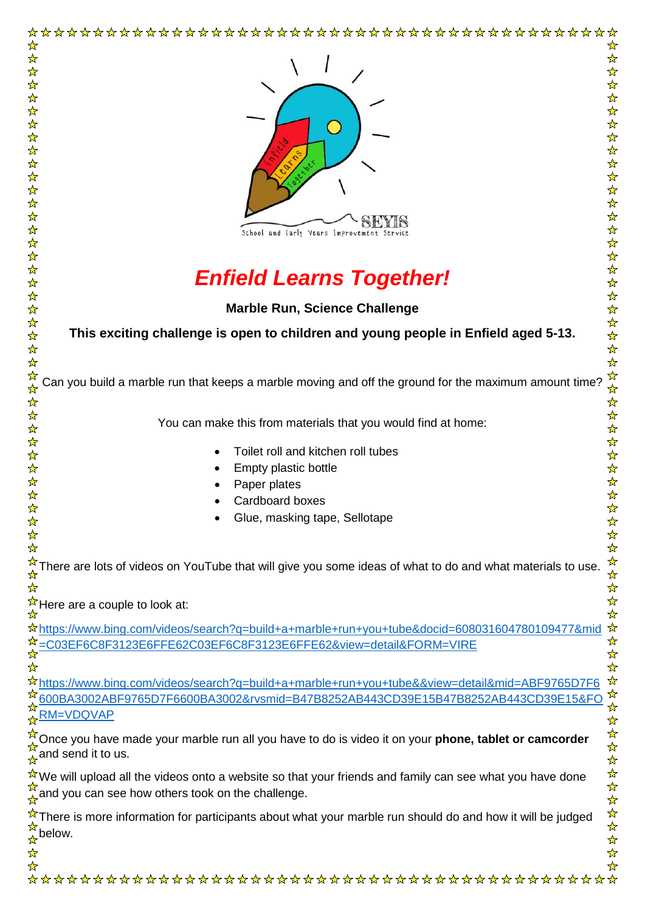SEYIS
School and Early Years Improvement Service

# *Enfield Learns Together!*

**Marble Run, Science Challenge**

**This exciting challenge is open to children and young people in Enfield aged 5-13.**

Can you build a marble run that keeps a marble moving and off the ground for the maximum amount time?

You can make this from materials that you would find at home:

- Toilet roll and kitchen roll tubes
- Empty plastic bottle
- Paper plates
- Cardboard boxes
- Glue, masking tape, Sellotape

There are lots of videos on YouTube that will give you some ideas of what to do and what materials to use.

Here are a couple to look at:

https://www.bing.com/videos/search?q=build+a+marble+run+you+tube&docid=608031604780109477&mid=C03EF6C8F3123E6FFE62C03EF6C8F3123E6FFE62&view=detail&FORM=VIRE

https://www.bing.com/videos/search?q=build+a+marble+run+you+tube&&view=detail&mid=ABF9765D7F6600BA3002ABF9765D7F6600BA3002&rvsmid=B47B8252AB443CD39E15B47B8252AB443CD39E15&FORM=VDQVAP

Once you have made your marble run all you have to do is video it on your **phone, tablet or camcorder** and send it to us.

We will upload all the videos onto a website so that your friends and family can see what you have done and you can see how others took on the challenge.

There is more information for participants about what your marble run should do and how it will be judged below.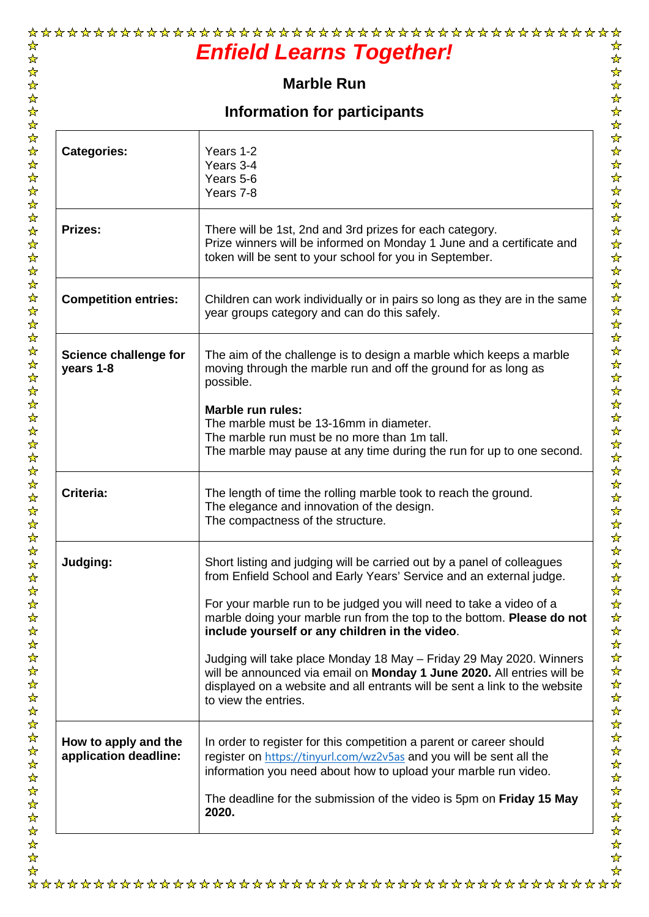# *Enfield Learns Together!*

## Marble Run

## Information for participants

| | |
|---|---|
| **Categories:** | Years 1-2<br>Years 3-4<br>Years 5-6<br>Years 7-8 |
| **Prizes:** | There will be 1st, 2nd and 3rd prizes for each category.<br>Prize winners will be informed on Monday 1 June and a certificate and token will be sent to your school for you in September. |
| **Competition entries:** | Children can work individually or in pairs so long as they are in the same year groups category and can do this safely. |
| **Science challenge for years 1-8** | The aim of the challenge is to design a marble which keeps a marble moving through the marble run and off the ground for as long as possible.<br><br>**Marble run rules:**<br>The marble must be 13-16mm in diameter.<br>The marble run must be no more than 1m tall.<br>The marble may pause at any time during the run for up to one second. |
| **Criteria:** | The length of time the rolling marble took to reach the ground.<br>The elegance and innovation of the design.<br>The compactness of the structure. |
| **Judging:** | Short listing and judging will be carried out by a panel of colleagues from Enfield School and Early Years' Service and an external judge.<br><br>For your marble run to be judged you will need to take a video of a marble doing your marble run from the top to the bottom. **Please do not include yourself or any children in the video**.<br><br>Judging will take place Monday 18 May – Friday 29 May 2020. Winners will be announced via email on **Monday 1 June 2020.** All entries will be displayed on a website and all entrants will be sent a link to the website to view the entries. |
| **How to apply and the application deadline:** | In order to register for this competition a parent or career should register on https://tinyurl.com/wz2v5as and you will be sent all the information you need about how to upload your marble run video.<br><br>The deadline for the submission of the video is 5pm on **Friday 15 May 2020.** |